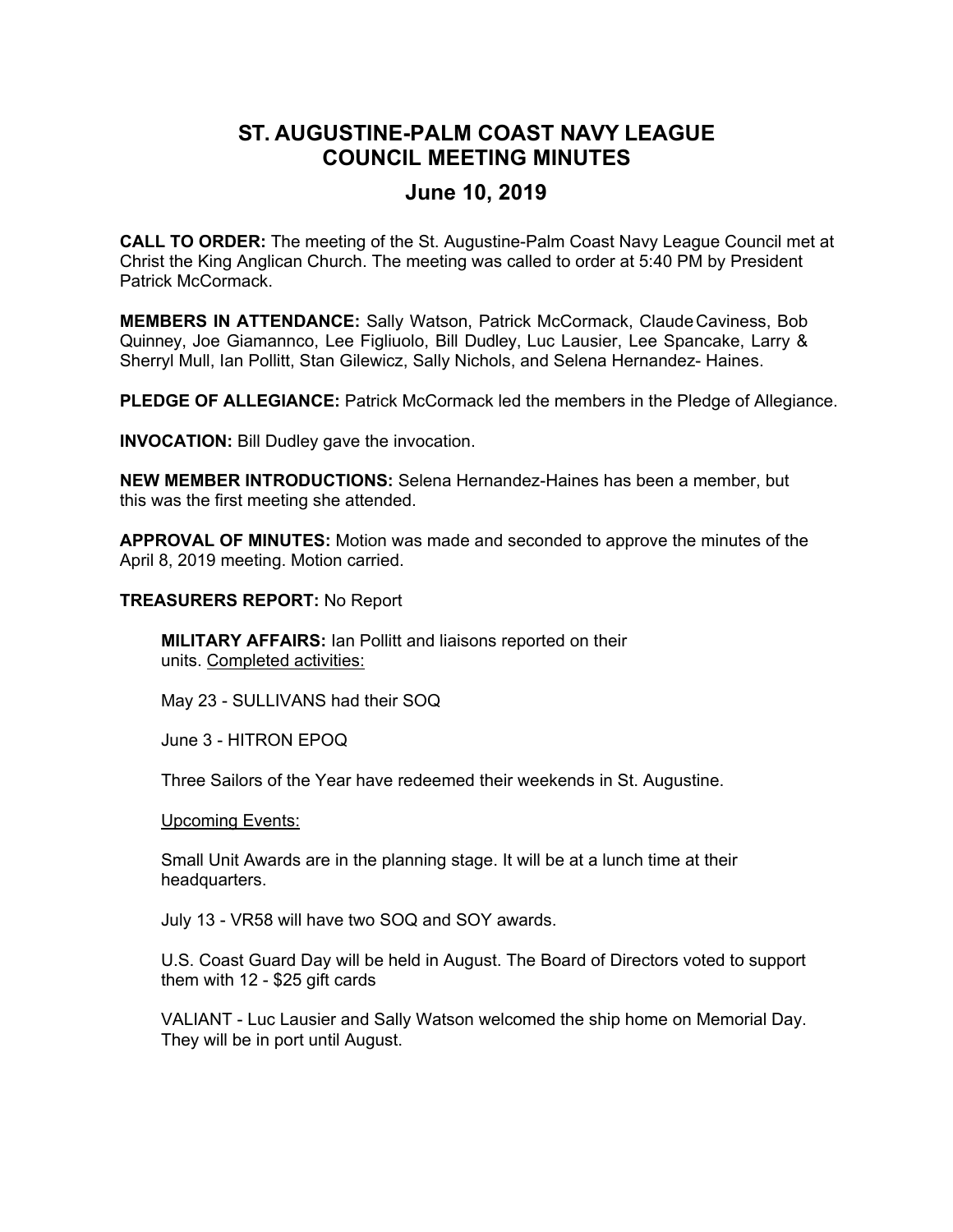# ST. AUGUSTINE-PALM COAST NAVY LEAGUE COUNCIL MEETING MINUTES

## June 10, 2019

**CALL TO ORDER:** The meeting of the St. Augustine-Palm Coast Navy League Council met at Christ the King Anglican Church. The meeting was called to order at 5:40 PM by President Patrick McCormack.

**MEMBERS IN ATTENDANCE:** Sally Watson, Patrick McCormack, Claude Caviness, Bob Quinney, Joe Giamannco, Lee Figliuolo, Bill Dudley, Luc Lausier, Lee Spancake, Larry & Sherryl Mull, Ian Pollitt, Stan Gilewicz, Sally Nichols, and Selena Hernandez- Haines.

**PLEDGE OF ALLEGIANCE:** Patrick McCormack led the members in the Pledge of Allegiance.

**INVOCATION:** Bill Dudley gave the invocation.

**NEW MEMBER INTRODUCTIONS:** Selena Hernandez-Haines has been a member, but this was the first meeting she attended.

**APPROVAL OF MINUTES:** Motion was made and seconded to approve the minutes of the April 8, 2019 meeting. Motion carried.

**TREASURERS REPORT:** No Report

**MILITARY AFFAIRS:** Ian Pollitt and liaisons reported on their units. Completed activities:

May 23 - SULLIVANS had their SOQ

June 3 - HITRON EPOQ

Three Sailors of the Year have redeemed their weekends in St. Augustine.

Upcoming Events:

Small Unit Awards are in the planning stage. It will be at a lunch time at their headquarters.

July 13 - VR58 will have two SOQ and SOY awards.

U.S. Coast Guard Day will be held in August. The Board of Directors voted to support them with 12 - $25 gift cards

VALIANT - Luc Lausier and Sally Watson welcomed the ship home on Memorial Day. They will be in port until August.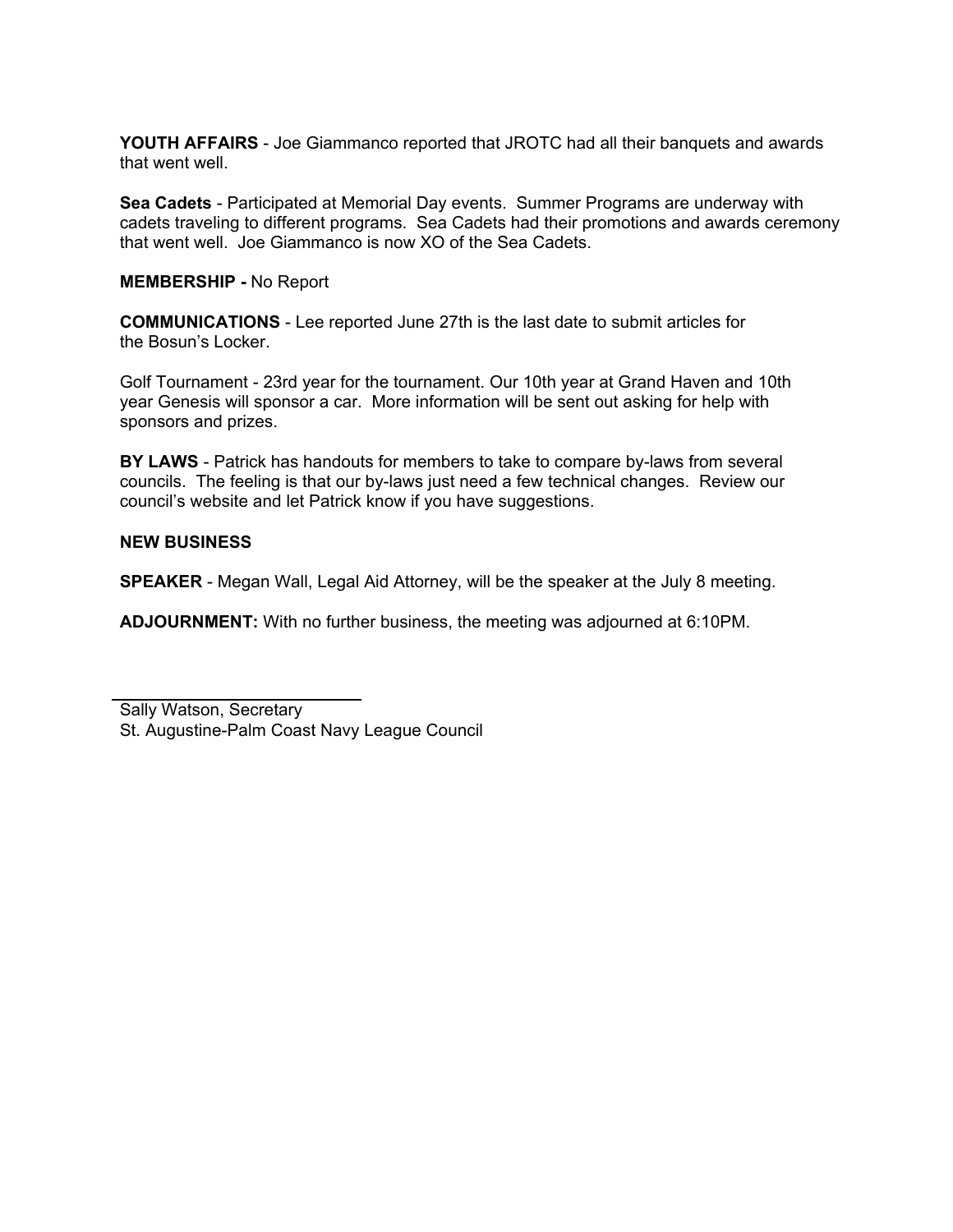**YOUTH AFFAIRS** - Joe Giammanco reported that JROTC had all their banquets and awards that went well.

**Sea Cadets** - Participated at Memorial Day events. Summer Programs are underway with cadets traveling to different programs. Sea Cadets had their promotions and awards ceremony that went well. Joe Giammanco is now XO of the Sea Cadets.

**MEMBERSHIP -** No Report

**COMMUNICATIONS** - Lee reported June 27th is the last date to submit articles for the Bosun's Locker.

Golf Tournament - 23rd year for the tournament. Our 10th year at Grand Haven and 10th year Genesis will sponsor a car. More information will be sent out asking for help with sponsors and prizes.

**BY LAWS** - Patrick has handouts for members to take to compare by-laws from several councils. The feeling is that our by-laws just need a few technical changes. Review our council's website and let Patrick know if you have suggestions.

**NEW BUSINESS**

**SPEAKER** - Megan Wall, Legal Aid Attorney, will be the speaker at the July 8 meeting.

**ADJOURNMENT:** With no further business, the meeting was adjourned at 6:10PM.

Sally Watson, Secretary
St. Augustine-Palm Coast Navy League Council